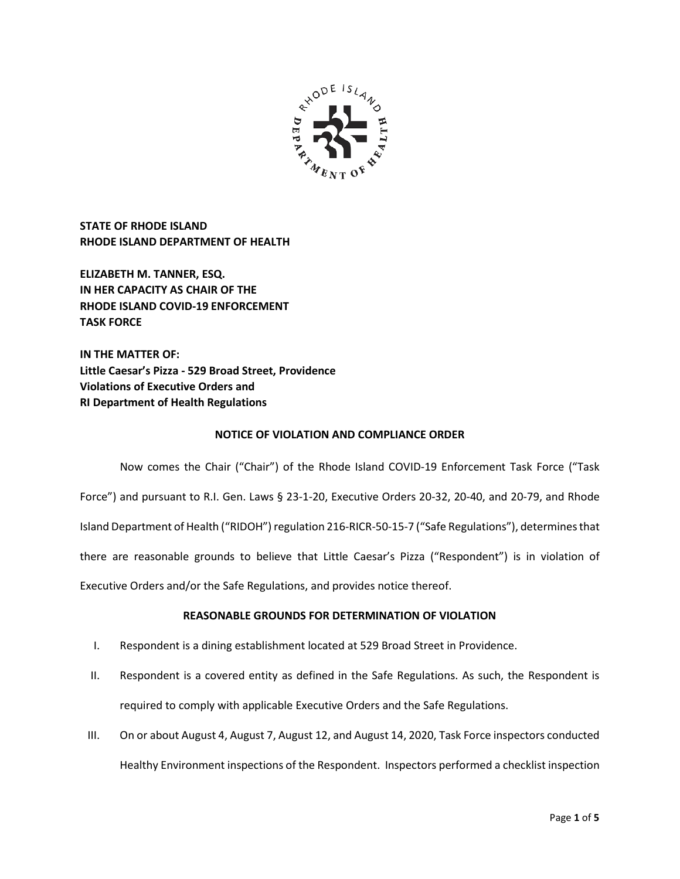**STATE OF RHODE ISLAND**
**RHODE ISLAND DEPARTMENT OF HEALTH**

**ELIZABETH M. TANNER, ESQ.**
**IN HER CAPACITY AS CHAIR OF THE**
**RHODE ISLAND COVID-19 ENFORCEMENT**
**TASK FORCE**

**IN THE MATTER OF:**
**Little Caesar's Pizza - 529 Broad Street, Providence**
**Violations of Executive Orders and**
**RI Department of Health Regulations**

## NOTICE OF VIOLATION AND COMPLIANCE ORDER

Now comes the Chair ("Chair") of the Rhode Island COVID-19 Enforcement Task Force ("Task Force") and pursuant to R.I. Gen. Laws § 23-1-20, Executive Orders 20-32, 20-40, and 20-79, and Rhode Island Department of Health ("RIDOH") regulation 216-RICR-50-15-7 ("Safe Regulations"), determines that there are reasonable grounds to believe that Little Caesar's Pizza ("Respondent") is in violation of Executive Orders and/or the Safe Regulations, and provides notice thereof.

## REASONABLE GROUNDS FOR DETERMINATION OF VIOLATION

I. Respondent is a dining establishment located at 529 Broad Street in Providence.

II. Respondent is a covered entity as defined in the Safe Regulations. As such, the Respondent is required to comply with applicable Executive Orders and the Safe Regulations.

III. On or about August 4, August 7, August 12, and August 14, 2020, Task Force inspectors conducted Healthy Environment inspections of the Respondent. Inspectors performed a checklist inspection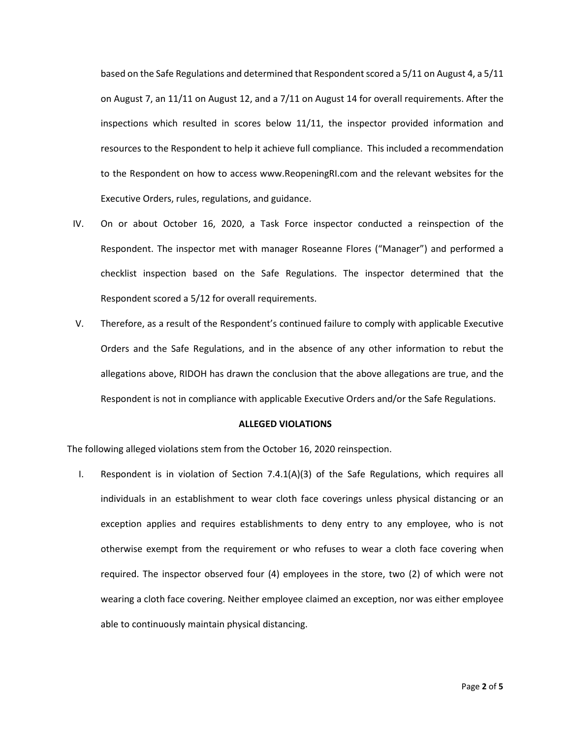based on the Safe Regulations and determined that Respondent scored a 5/11 on August 4, a 5/11 on August 7, an 11/11 on August 12, and a 7/11 on August 14 for overall requirements. After the inspections which resulted in scores below 11/11, the inspector provided information and resources to the Respondent to help it achieve full compliance. This included a recommendation to the Respondent on how to access www.ReopeningRI.com and the relevant websites for the Executive Orders, rules, regulations, and guidance.

IV. On or about October 16, 2020, a Task Force inspector conducted a reinspection of the Respondent. The inspector met with manager Roseanne Flores ("Manager") and performed a checklist inspection based on the Safe Regulations. The inspector determined that the Respondent scored a 5/12 for overall requirements.

V. Therefore, as a result of the Respondent's continued failure to comply with applicable Executive Orders and the Safe Regulations, and in the absence of any other information to rebut the allegations above, RIDOH has drawn the conclusion that the above allegations are true, and the Respondent is not in compliance with applicable Executive Orders and/or the Safe Regulations.

**ALLEGED VIOLATIONS**

The following alleged violations stem from the October 16, 2020 reinspection.

I. Respondent is in violation of Section 7.4.1(A)(3) of the Safe Regulations, which requires all individuals in an establishment to wear cloth face coverings unless physical distancing or an exception applies and requires establishments to deny entry to any employee, who is not otherwise exempt from the requirement or who refuses to wear a cloth face covering when required. The inspector observed four (4) employees in the store, two (2) of which were not wearing a cloth face covering. Neither employee claimed an exception, nor was either employee able to continuously maintain physical distancing.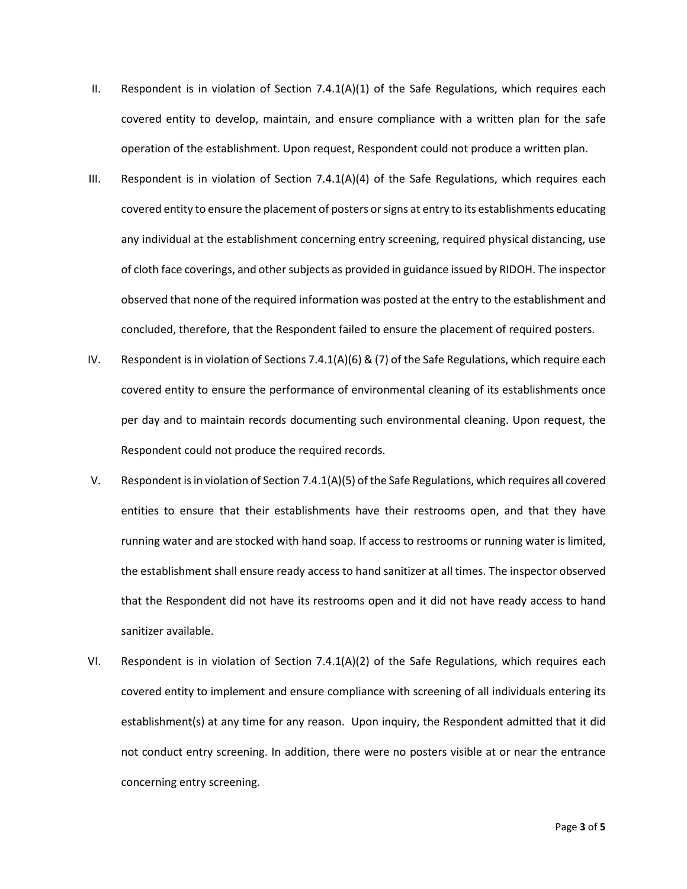II. Respondent is in violation of Section 7.4.1(A)(1) of the Safe Regulations, which requires each covered entity to develop, maintain, and ensure compliance with a written plan for the safe operation of the establishment. Upon request, Respondent could not produce a written plan.

III. Respondent is in violation of Section 7.4.1(A)(4) of the Safe Regulations, which requires each covered entity to ensure the placement of posters or signs at entry to its establishments educating any individual at the establishment concerning entry screening, required physical distancing, use of cloth face coverings, and other subjects as provided in guidance issued by RIDOH. The inspector observed that none of the required information was posted at the entry to the establishment and concluded, therefore, that the Respondent failed to ensure the placement of required posters.

IV. Respondent is in violation of Sections 7.4.1(A)(6) & (7) of the Safe Regulations, which require each covered entity to ensure the performance of environmental cleaning of its establishments once per day and to maintain records documenting such environmental cleaning. Upon request, the Respondent could not produce the required records.

V. Respondent is in violation of Section 7.4.1(A)(5) of the Safe Regulations, which requires all covered entities to ensure that their establishments have their restrooms open, and that they have running water and are stocked with hand soap. If access to restrooms or running water is limited, the establishment shall ensure ready access to hand sanitizer at all times. The inspector observed that the Respondent did not have its restrooms open and it did not have ready access to hand sanitizer available.

VI. Respondent is in violation of Section 7.4.1(A)(2) of the Safe Regulations, which requires each covered entity to implement and ensure compliance with screening of all individuals entering its establishment(s) at any time for any reason. Upon inquiry, the Respondent admitted that it did not conduct entry screening. In addition, there were no posters visible at or near the entrance concerning entry screening.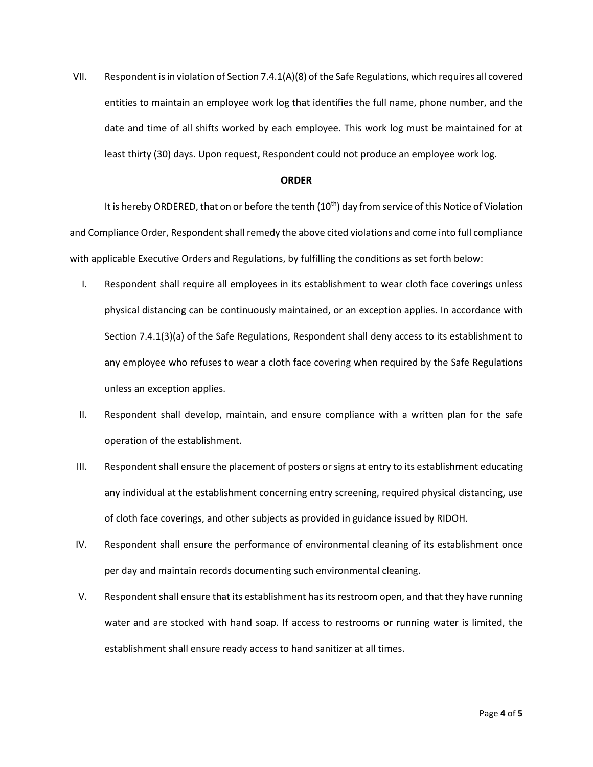VII. Respondent is in violation of Section 7.4.1(A)(8) of the Safe Regulations, which requires all covered entities to maintain an employee work log that identifies the full name, phone number, and the date and time of all shifts worked by each employee. This work log must be maintained for at least thirty (30) days. Upon request, Respondent could not produce an employee work log.

**ORDER**

It is hereby ORDERED, that on or before the tenth (10th) day from service of this Notice of Violation and Compliance Order, Respondent shall remedy the above cited violations and come into full compliance with applicable Executive Orders and Regulations, by fulfilling the conditions as set forth below:

I. Respondent shall require all employees in its establishment to wear cloth face coverings unless physical distancing can be continuously maintained, or an exception applies. In accordance with Section 7.4.1(3)(a) of the Safe Regulations, Respondent shall deny access to its establishment to any employee who refuses to wear a cloth face covering when required by the Safe Regulations unless an exception applies.

II. Respondent shall develop, maintain, and ensure compliance with a written plan for the safe operation of the establishment.

III. Respondent shall ensure the placement of posters or signs at entry to its establishment educating any individual at the establishment concerning entry screening, required physical distancing, use of cloth face coverings, and other subjects as provided in guidance issued by RIDOH.

IV. Respondent shall ensure the performance of environmental cleaning of its establishment once per day and maintain records documenting such environmental cleaning.

V. Respondent shall ensure that its establishment has its restroom open, and that they have running water and are stocked with hand soap. If access to restrooms or running water is limited, the establishment shall ensure ready access to hand sanitizer at all times.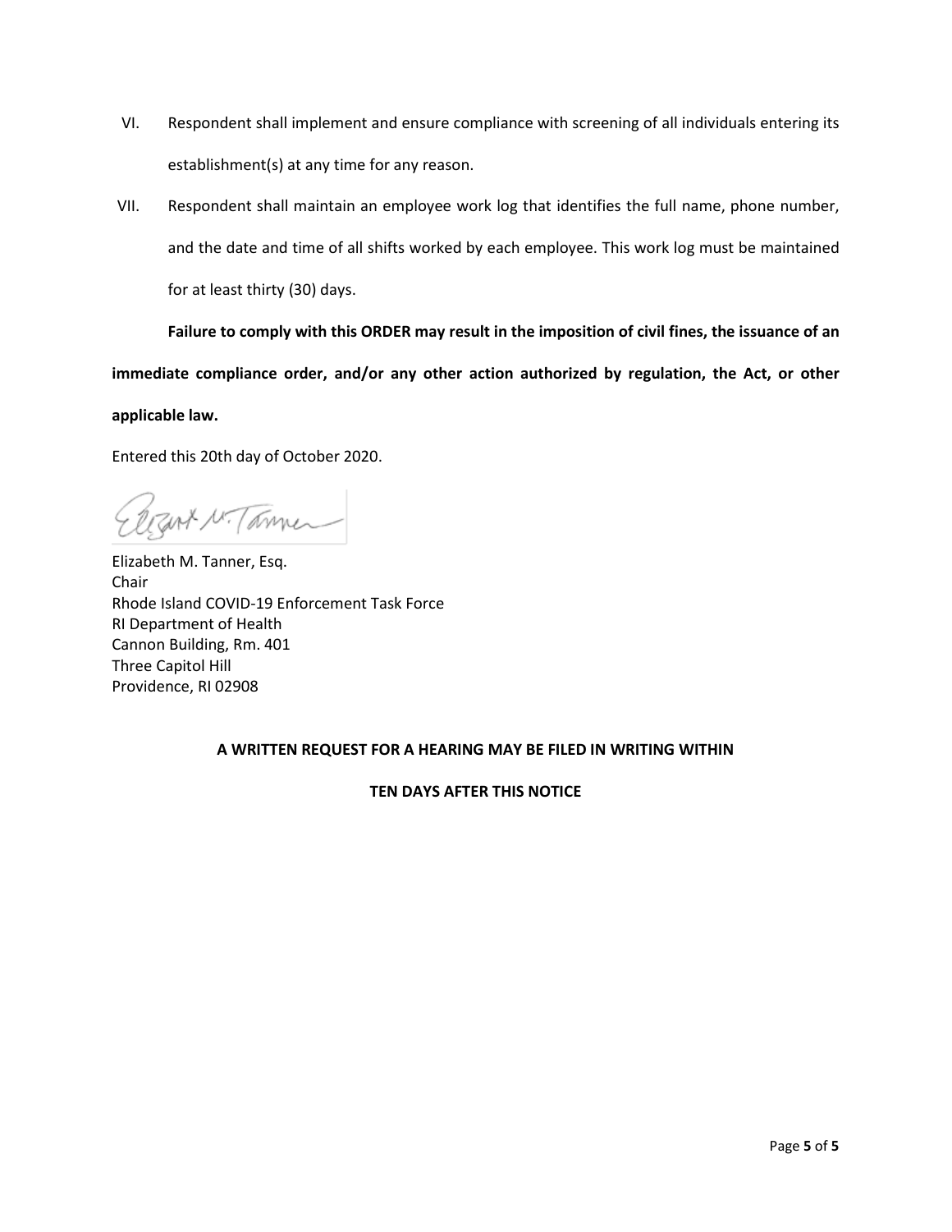VI. Respondent shall implement and ensure compliance with screening of all individuals entering its establishment(s) at any time for any reason.

VII. Respondent shall maintain an employee work log that identifies the full name, phone number, and the date and time of all shifts worked by each employee. This work log must be maintained for at least thirty (30) days.

**Failure to comply with this ORDER may result in the imposition of civil fines, the issuance of an immediate compliance order, and/or any other action authorized by regulation, the Act, or other applicable law.**

Entered this 20th day of October 2020.

Elizabeth M. Tanner, Esq.
Chair
Rhode Island COVID-19 Enforcement Task Force
RI Department of Health
Cannon Building, Rm. 401
Three Capitol Hill
Providence, RI 02908

**A WRITTEN REQUEST FOR A HEARING MAY BE FILED IN WRITING WITHIN**

**TEN DAYS AFTER THIS NOTICE**